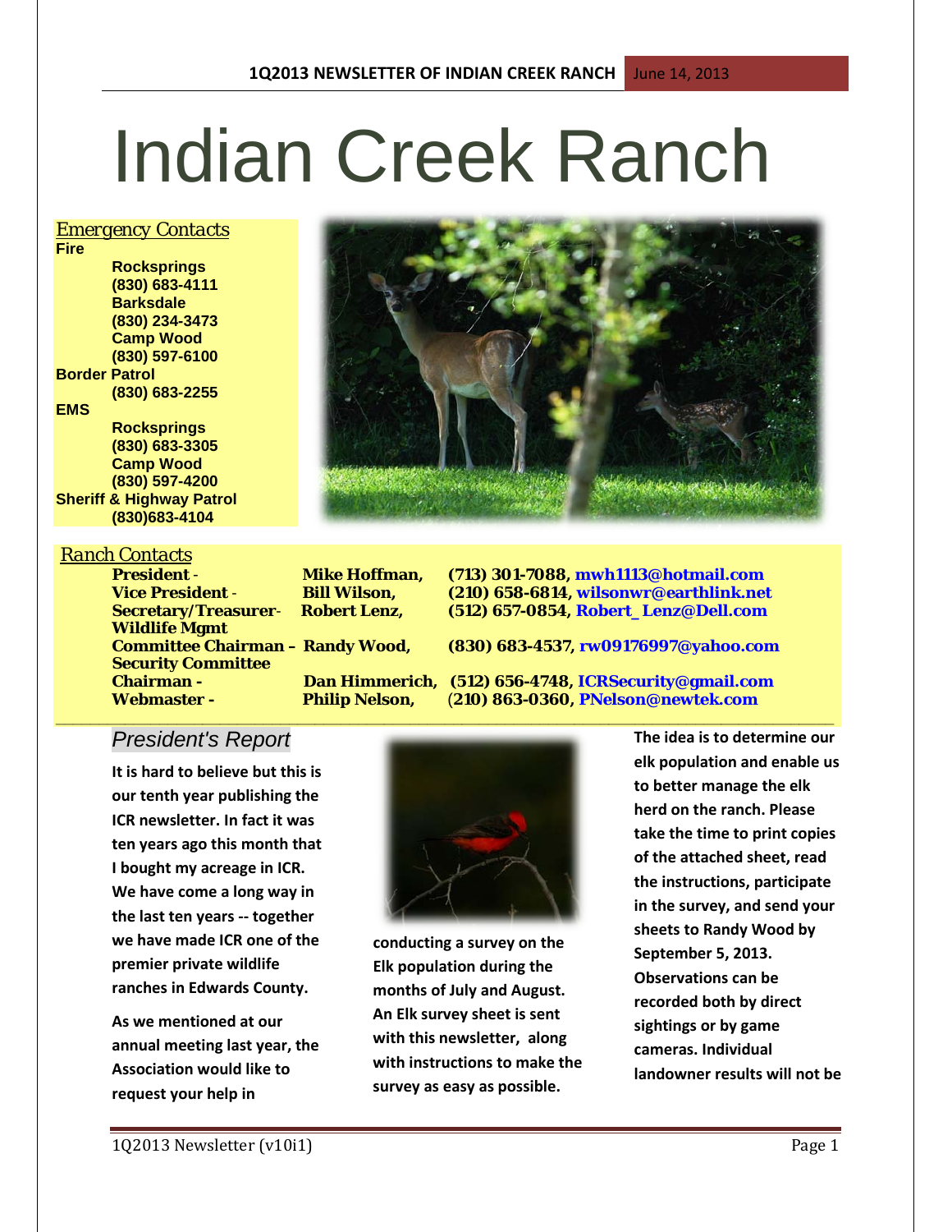# Indian Creek Ranch

*Emergency Contacts*

**Fire**

- **Rocksprings (830) 683-4111**
- **Barksdale (830) 234-3473**
- **Camp Wood (830) 597-6100**

**Border Patrol**

- **(830) 683-2255**

**EMS**

- **Rocksprings (830) 683-3305**
- **Camp Wood (830) 597-4200**

**Sheriff & Highway Patrol**

- **(830)683-4104**

*Ranch Contacts*

| Role | Name | Contact |
|---|---|---|
| **President -** | **Mike Hoffman,** | **(713) 301-7088, mwh1113@hotmail.com** |
| **Vice President -** | **Bill Wilson,** | **(210) 658-6814, wilsonwr@earthlink.net** |
| **Secretary/Treasurer-** | **Robert Lenz,** | **(512) 657-0854, Robert_Lenz@Dell.com** |
| **Wildlife Mgmt Committee Chairman –** | **Randy Wood,** | **(830) 683-4537, rw09176997@yahoo.com** |
| **Security Committee Chairman -** | **Dan Himmerich,** | **(512) 656-4748, ICRSecurity@gmail.com** |
| **Webmaster -** | **Philip Nelson,** | **(210) 863-0360, PNelson@newtek.com** |

## *President's Report*

**It is hard to believe but this is our tenth year publishing the ICR newsletter. In fact it was ten years ago this month that I bought my acreage in ICR. We have come a long way in the last ten years -- together we have made ICR one of the premier private wildlife ranches in Edwards County.**

**As we mentioned at our annual meeting last year, the Association would like to request your help in conducting a survey on the Elk population during the months of July and August. An Elk survey sheet is sent with this newsletter, along with instructions to make the survey as easy as possible. The idea is to determine our elk population and enable us to better manage the elk herd on the ranch. Please take the time to print copies of the attached sheet, read the instructions, participate in the survey, and send your sheets to Randy Wood by September 5, 2013. Observations can be recorded both by direct sightings or by game cameras. Individual landowner results will not be**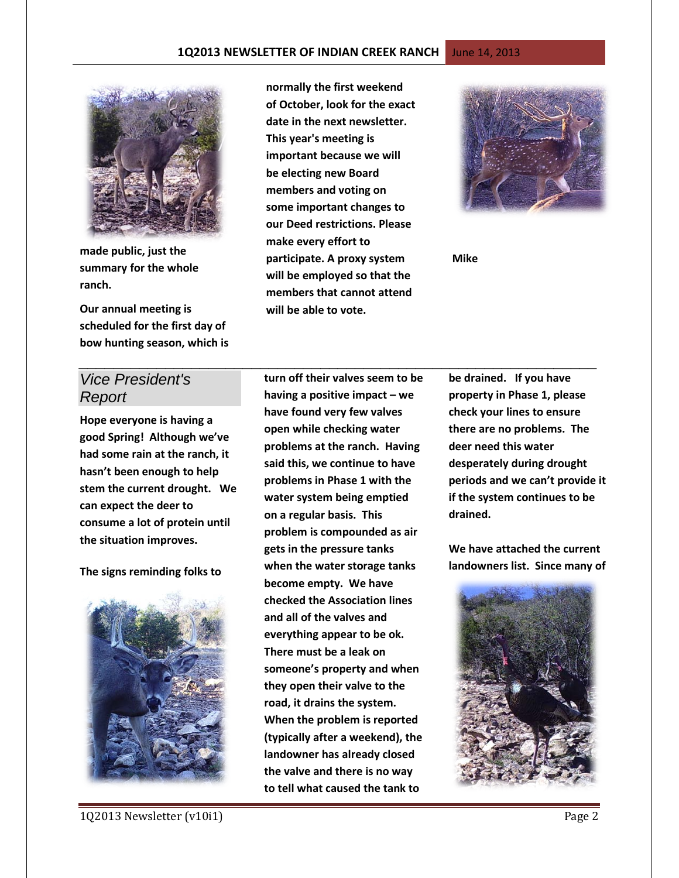made public, just the summary for the whole ranch.

Our annual meeting is scheduled for the first day of bow hunting season, which is normally the first weekend of October, look for the exact date in the next newsletter. This year's meeting is important because we will be electing new Board members and voting on some important changes to our Deed restrictions. Please make every effort to participate. A proxy system will be employed so that the members that cannot attend will be able to vote.

Mike

## Vice President's Report

Hope everyone is having a good Spring! Although we've had some rain at the ranch, it hasn't been enough to help stem the current drought. We can expect the deer to consume a lot of protein until the situation improves.

The signs reminding folks to turn off their valves seem to be having a positive impact – we have found very few valves open while checking water problems at the ranch. Having said this, we continue to have problems in Phase 1 with the water system being emptied on a regular basis. This problem is compounded as air gets in the pressure tanks when the water storage tanks become empty. We have checked the Association lines and all of the valves and everything appear to be ok. There must be a leak on someone's property and when they open their valve to the road, it drains the system. When the problem is reported (typically after a weekend), the landowner has already closed the valve and there is no way to tell what caused the tank to be drained. If you have property in Phase 1, please check your lines to ensure there are no problems. The deer need this water desperately during drought periods and we can't provide it if the system continues to be drained.

We have attached the current landowners list. Since many of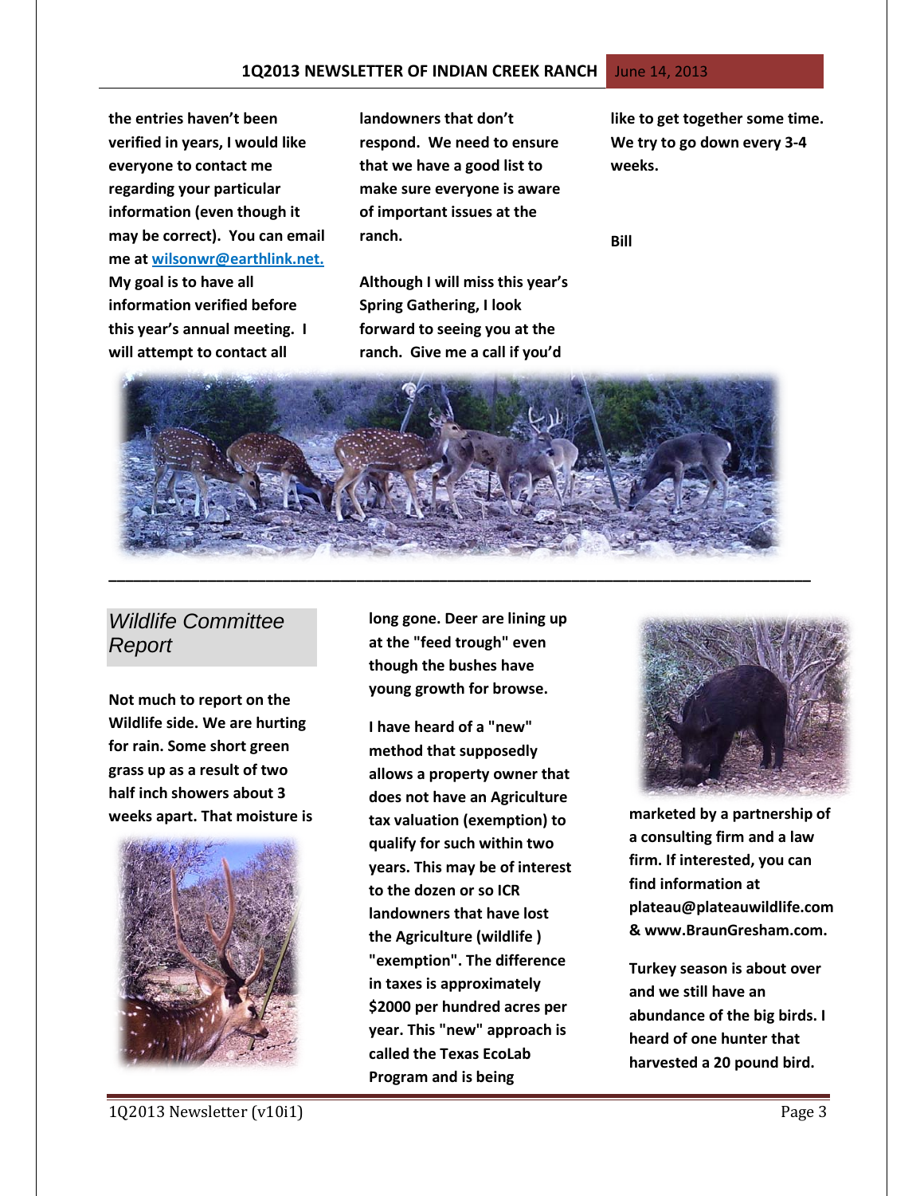the entries haven't been verified in years, I would like everyone to contact me regarding your particular information (even though it may be correct). You can email me at [wilsonwr@earthlink.net.](mailto:wilsonwr@earthlink.net) My goal is to have all information verified before this year's annual meeting. I will attempt to contact all landowners that don't respond. We need to ensure that we have a good list to make sure everyone is aware of important issues at the ranch.

Although I will miss this year's Spring Gathering, I look forward to seeing you at the ranch. Give me a call if you'd like to get together some time. We try to go down every 3-4 weeks.

Bill

---

## *Wildlife Committee Report*

Not much to report on the Wildlife side. We are hurting for rain. Some short green grass up as a result of two half inch showers about 3 weeks apart. That moisture is long gone. Deer are lining up at the "feed trough" even though the bushes have young growth for browse.

I have heard of a "new" method that supposedly allows a property owner that does not have an Agriculture tax valuation (exemption) to qualify for such within two years. This may be of interest to the dozen or so ICR landowners that have lost the Agriculture (wildlife ) "exemption". The difference in taxes is approximately $2000 per hundred acres per year. This "new" approach is called the Texas EcoLab Program and is being marketed by a partnership of a consulting firm and a law firm. If interested, you can find information at plateau@plateauwildlife.com & www.BraunGresham.com.

Turkey season is about over and we still have an abundance of the big birds. I heard of one hunter that harvested a 20 pound bird.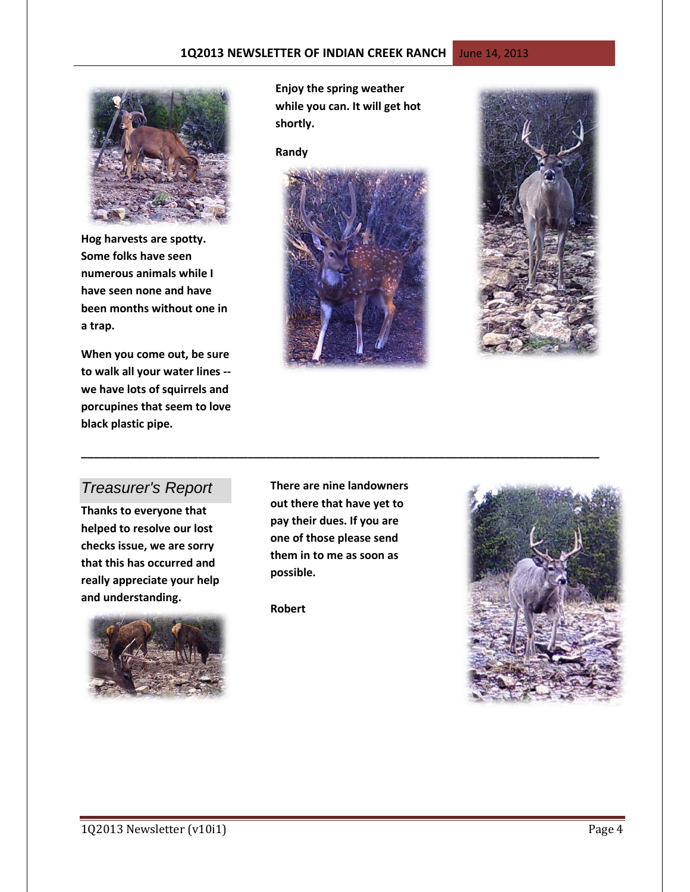Hog harvests are spotty. Some folks have seen numerous animals while I have seen none and have been months without one in a trap.

When you come out, be sure to walk all your water lines -- we have lots of squirrels and porcupines that seem to love black plastic pipe.

Enjoy the spring weather while you can. It will get hot shortly.

Randy

---

## *Treasurer's Report*

Thanks to everyone that helped to resolve our lost checks issue, we are sorry that this has occurred and really appreciate your help and understanding.

There are nine landowners out there that have yet to pay their dues. If you are one of those please send them in to me as soon as possible.

Robert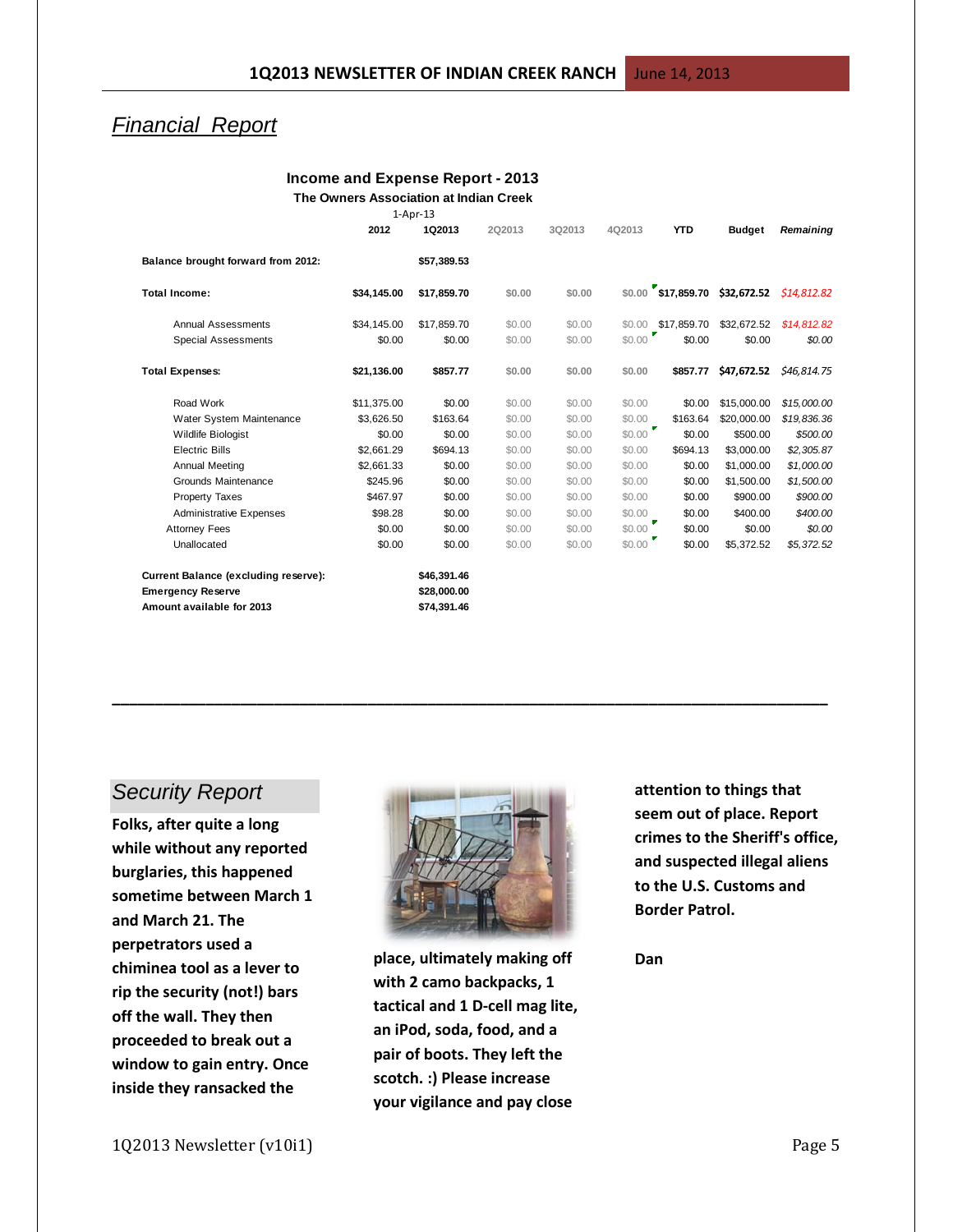## *Financial Report*

**Income and Expense Report - 2013**

**The Owners Association at Indian Creek**

1-Apr-13

| | 2012 | 1Q2013 | 2Q2013 | 3Q2013 | 4Q2013 | YTD | Budget | *Remaining* |
|---|---|---|---|---|---|---|---|---|
| **Balance brought forward from 2012:** | | **$57,389.53** | | | | | | |
| **Total Income:** | **$34,145.00** | **$17,859.70** | **$0.00** | **$0.00** | **$0.00** | **$17,859.70** | **$32,672.52** | ***$14,812.82*** |
| Annual Assessments | $34,145.00 | $17,859.70 | $0.00 | $0.00 | $0.00 | $17,859.70 | $32,672.52 | *$14,812.82* |
| Special Assessments | $0.00 | $0.00 | $0.00 | $0.00 | $0.00 | $0.00 | $0.00 | *$0.00* |
| **Total Expenses:** | **$21,136.00** | **$857.77** | **$0.00** | **$0.00** | **$0.00** | **$857.77** | **$47,672.52** | *$46,814.75* |
| Road Work | $11,375.00 | $0.00 | $0.00 | $0.00 | $0.00 | $0.00 | $15,000.00 | *$15,000.00* |
| Water System Maintenance | $3,626.50 | $163.64 | $0.00 | $0.00 | $0.00 | $163.64 | $20,000.00 | *$19,836.36* |
| Wildlife Biologist | $0.00 | $0.00 | $0.00 | $0.00 | $0.00 | $0.00 | $500.00 | *$500.00* |
| Electric Bills | $2,661.29 | $694.13 | $0.00 | $0.00 | $0.00 | $694.13 | $3,000.00 | *$2,305.87* |
| Annual Meeting | $2,661.33 | $0.00 | $0.00 | $0.00 | $0.00 | $0.00 | $1,000.00 | *$1,000.00* |
| Grounds Maintenance | $245.96 | $0.00 | $0.00 | $0.00 | $0.00 | $0.00 | $1,500.00 | *$1,500.00* |
| Property Taxes | $467.97 | $0.00 | $0.00 | $0.00 | $0.00 | $0.00 | $900.00 | *$900.00* |
| Administrative Expenses | $98.28 | $0.00 | $0.00 | $0.00 | $0.00 | $0.00 | $400.00 | *$400.00* |
| Attorney Fees | $0.00 | $0.00 | $0.00 | $0.00 | $0.00 | $0.00 | $0.00 | *$0.00* |
| Unallocated | $0.00 | $0.00 | $0.00 | $0.00 | $0.00 | $0.00 | $5,372.52 | *$5,372.52* |
| **Current Balance (excluding reserve):** | | **$46,391.46** | | | | | | |
| **Emergency Reserve** | | **$28,000.00** | | | | | | |
| **Amount available for 2013** | | **$74,391.46** | | | | | | |

---

## *Security Report*

**Folks, after quite a long while without any reported burglaries, this happened sometime between March 1 and March 21. The perpetrators used a chiminea tool as a lever to rip the security (not!) bars off the wall. They then proceeded to break out a window to gain entry. Once inside they ransacked the place, ultimately making off with 2 camo backpacks, 1 tactical and 1 D-cell mag lite, an iPod, soda, food, and a pair of boots. They left the scotch. :) Please increase your vigilance and pay close attention to things that seem out of place. Report crimes to the Sheriff's office, and suspected illegal aliens to the U.S. Customs and Border Patrol.**

**Dan**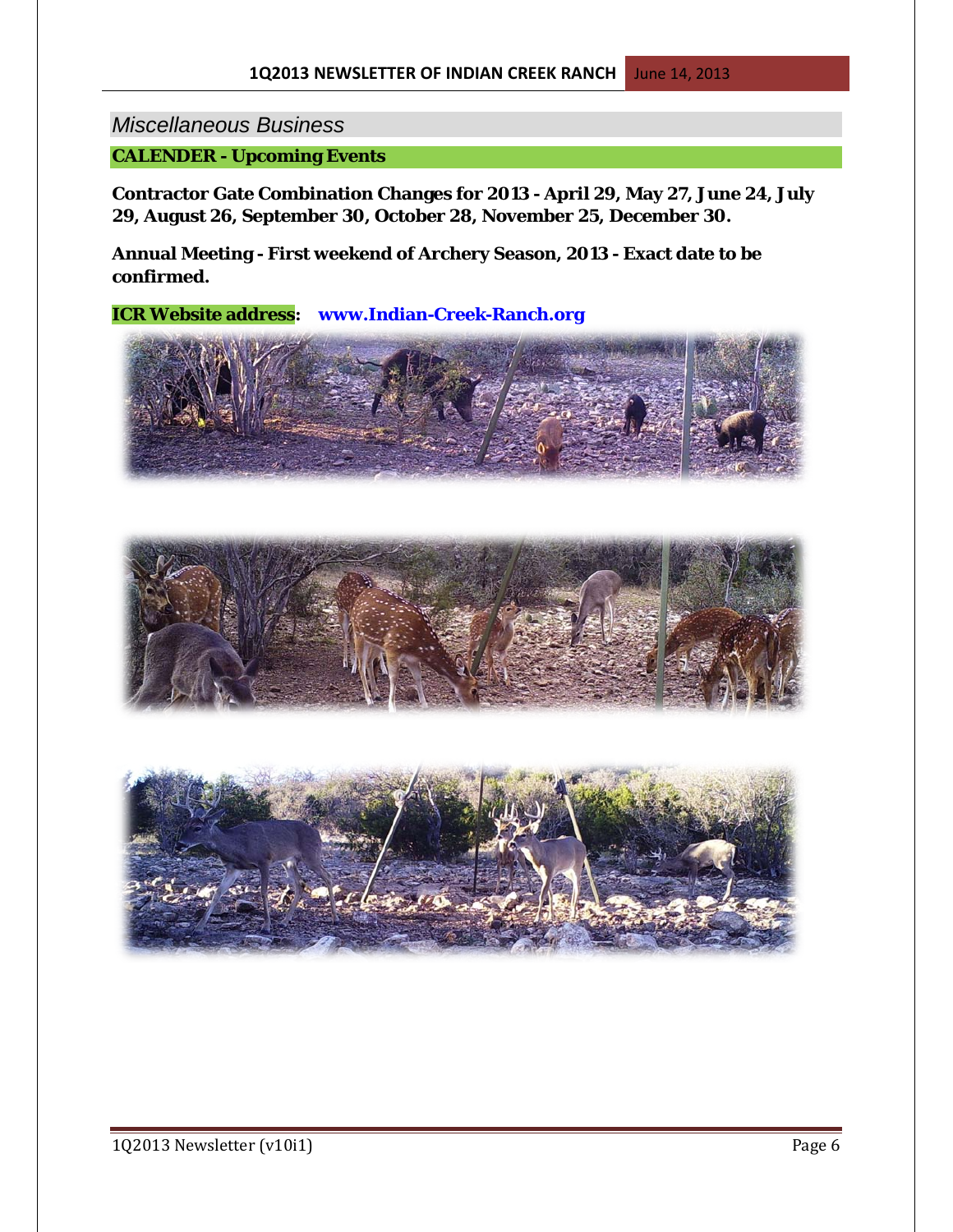## *Miscellaneous Business*

### CALENDER - Upcoming Events

**Contractor Gate Combination Changes for 2013 - April 29, May 27, June 24, July 29, August 26, September 30, October 28, November 25, December 30.**

**Annual Meeting - First weekend of Archery Season, 2013 - Exact date to be confirmed.**

**ICR Website address:** **www.Indian-Creek-Ranch.org**